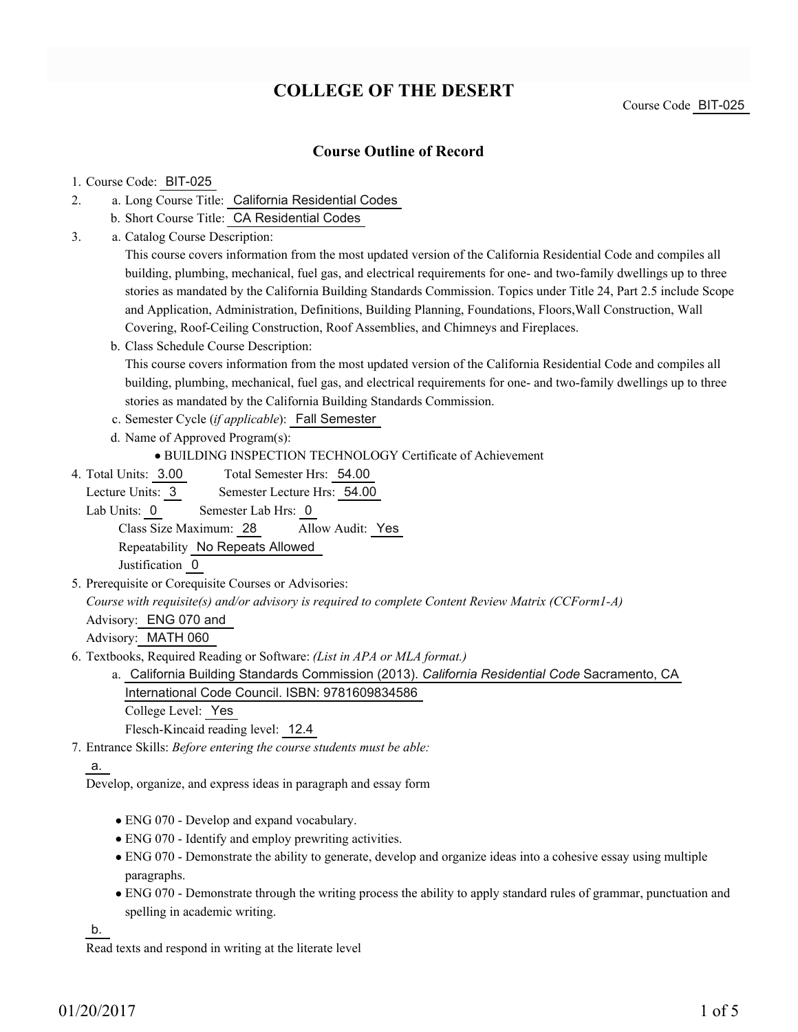# COLLEGE OF THE DESERT

Course Code BIT-025

## Course Outline of Record

1. Course Code: BIT-025
2. a. Long Course Title: California Residential Codes
   b. Short Course Title: CA Residential Codes
3. a. Catalog Course Description:
   This course covers information from the most updated version of the California Residential Code and compiles all building, plumbing, mechanical, fuel gas, and electrical requirements for one- and two-family dwellings up to three stories as mandated by the California Building Standards Commission. Topics under Title 24, Part 2.5 include Scope and Application, Administration, Definitions, Building Planning, Foundations, Floors,Wall Construction, Wall Covering, Roof-Ceiling Construction, Roof Assemblies, and Chimneys and Fireplaces.
   b. Class Schedule Course Description:
   This course covers information from the most updated version of the California Residential Code and compiles all building, plumbing, mechanical, fuel gas, and electrical requirements for one- and two-family dwellings up to three stories as mandated by the California Building Standards Commission.
   c. Semester Cycle (*if applicable*): Fall Semester
   d. Name of Approved Program(s):
      - BUILDING INSPECTION TECHNOLOGY Certificate of Achievement
4. Total Units: 3.00 Total Semester Hrs: 54.00
   Lecture Units: 3 Semester Lecture Hrs: 54.00
   Lab Units: 0 Semester Lab Hrs: 0
   Class Size Maximum: 28 Allow Audit: Yes
   Repeatability No Repeats Allowed
   Justification 0
5. Prerequisite or Corequisite Courses or Advisories:
   *Course with requisite(s) and/or advisory is required to complete Content Review Matrix (CCForm1-A)*
   Advisory: ENG 070 and
   Advisory: MATH 060
6. Textbooks, Required Reading or Software: *(List in APA or MLA format.)*
   a. California Building Standards Commission (2013). *California Residential Code* Sacramento, CA International Code Council. ISBN: 9781609834586
      College Level: Yes
      Flesch-Kincaid reading level: 12.4
7. Entrance Skills: *Before entering the course students must be able:*

   a.

   Develop, organize, and express ideas in paragraph and essay form

   - ENG 070 - Develop and expand vocabulary.
   - ENG 070 - Identify and employ prewriting activities.
   - ENG 070 - Demonstrate the ability to generate, develop and organize ideas into a cohesive essay using multiple paragraphs.
   - ENG 070 - Demonstrate through the writing process the ability to apply standard rules of grammar, punctuation and spelling in academic writing.

   b.

   Read texts and respond in writing at the literate level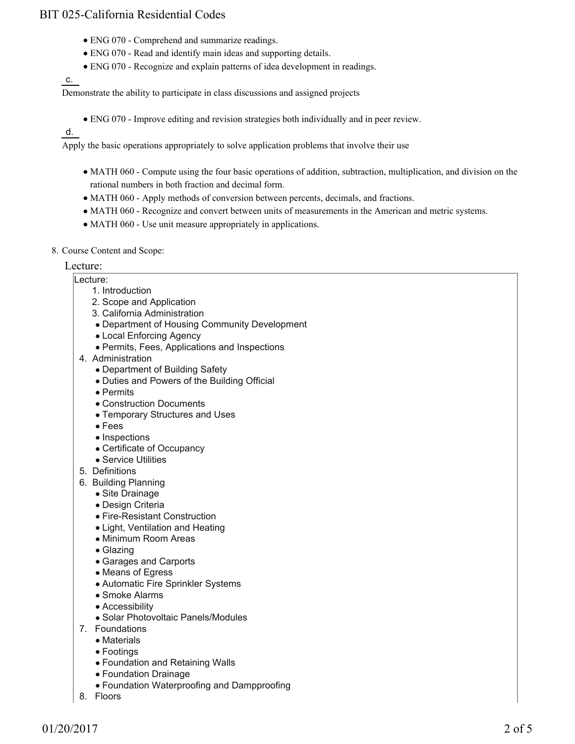- ENG 070 - Comprehend and summarize readings.
- ENG 070 - Read and identify main ideas and supporting details.
- ENG 070 - Recognize and explain patterns of idea development in readings.

c. Demonstrate the ability to participate in class discussions and assigned projects

- ENG 070 - Improve editing and revision strategies both individually and in peer review.

d. Apply the basic operations appropriately to solve application problems that involve their use

- MATH 060 - Compute using the four basic operations of addition, subtraction, multiplication, and division on the rational numbers in both fraction and decimal form.
- MATH 060 - Apply methods of conversion between percents, decimals, and fractions.
- MATH 060 - Recognize and convert between units of measurements in the American and metric systems.
- MATH 060 - Use unit measure appropriately in applications.

8. Course Content and Scope:

Lecture:

Lecture:

1. Introduction
2. Scope and Application
3. California Administration
   - Department of Housing Community Development
   - Local Enforcing Agency
   - Permits, Fees, Applications and Inspections
4. Administration
   - Department of Building Safety
   - Duties and Powers of the Building Official
   - Permits
   - Construction Documents
   - Temporary Structures and Uses
   - Fees
   - Inspections
   - Certificate of Occupancy
   - Service Utilities
5. Definitions
6. Building Planning
   - Site Drainage
   - Design Criteria
   - Fire-Resistant Construction
   - Light, Ventilation and Heating
   - Minimum Room Areas
   - Glazing
   - Garages and Carports
   - Means of Egress
   - Automatic Fire Sprinkler Systems
   - Smoke Alarms
   - Accessibility
   - Solar Photovoltaic Panels/Modules
7. Foundations
   - Materials
   - Footings
   - Foundation and Retaining Walls
   - Foundation Drainage
   - Foundation Waterproofing and Dampproofing
8. Floors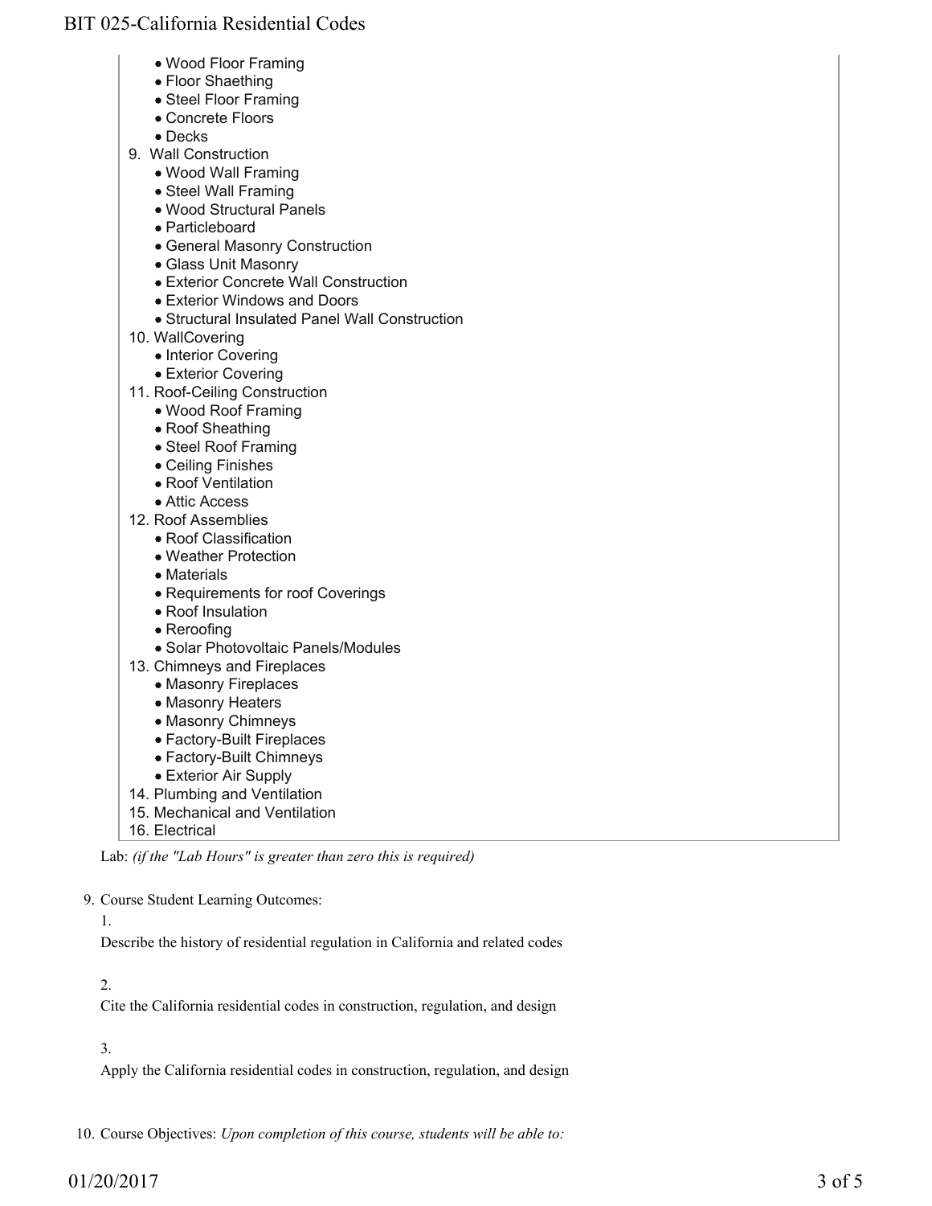- Wood Floor Framing
- Floor Shaething
- Steel Floor Framing
- Concrete Floors
- Decks

9. Wall Construction
    - Wood Wall Framing
    - Steel Wall Framing
    - Wood Structural Panels
    - Particleboard
    - General Masonry Construction
    - Glass Unit Masonry
    - Exterior Concrete Wall Construction
    - Exterior Windows and Doors
    - Structural Insulated Panel Wall Construction
10. WallCovering
    - Interior Covering
    - Exterior Covering
11. Roof-Ceiling Construction
    - Wood Roof Framing
    - Roof Sheathing
    - Steel Roof Framing
    - Ceiling Finishes
    - Roof Ventilation
    - Attic Access
12. Roof Assemblies
    - Roof Classification
    - Weather Protection
    - Materials
    - Requirements for roof Coverings
    - Roof Insulation
    - Reroofing
    - Solar Photovoltaic Panels/Modules
13. Chimneys and Fireplaces
    - Masonry Fireplaces
    - Masonry Heaters
    - Masonry Chimneys
    - Factory-Built Fireplaces
    - Factory-Built Chimneys
    - Exterior Air Supply
14. Plumbing and Ventilation
15. Mechanical and Ventilation
16. Electrical

Lab: *(if the "Lab Hours" is greater than zero this is required)*

9. Course Student Learning Outcomes:

    1.

    Describe the history of residential regulation in California and related codes

    2.

    Cite the California residential codes in construction, regulation, and design

    3.

    Apply the California residential codes in construction, regulation, and design

10. Course Objectives: *Upon completion of this course, students will be able to:*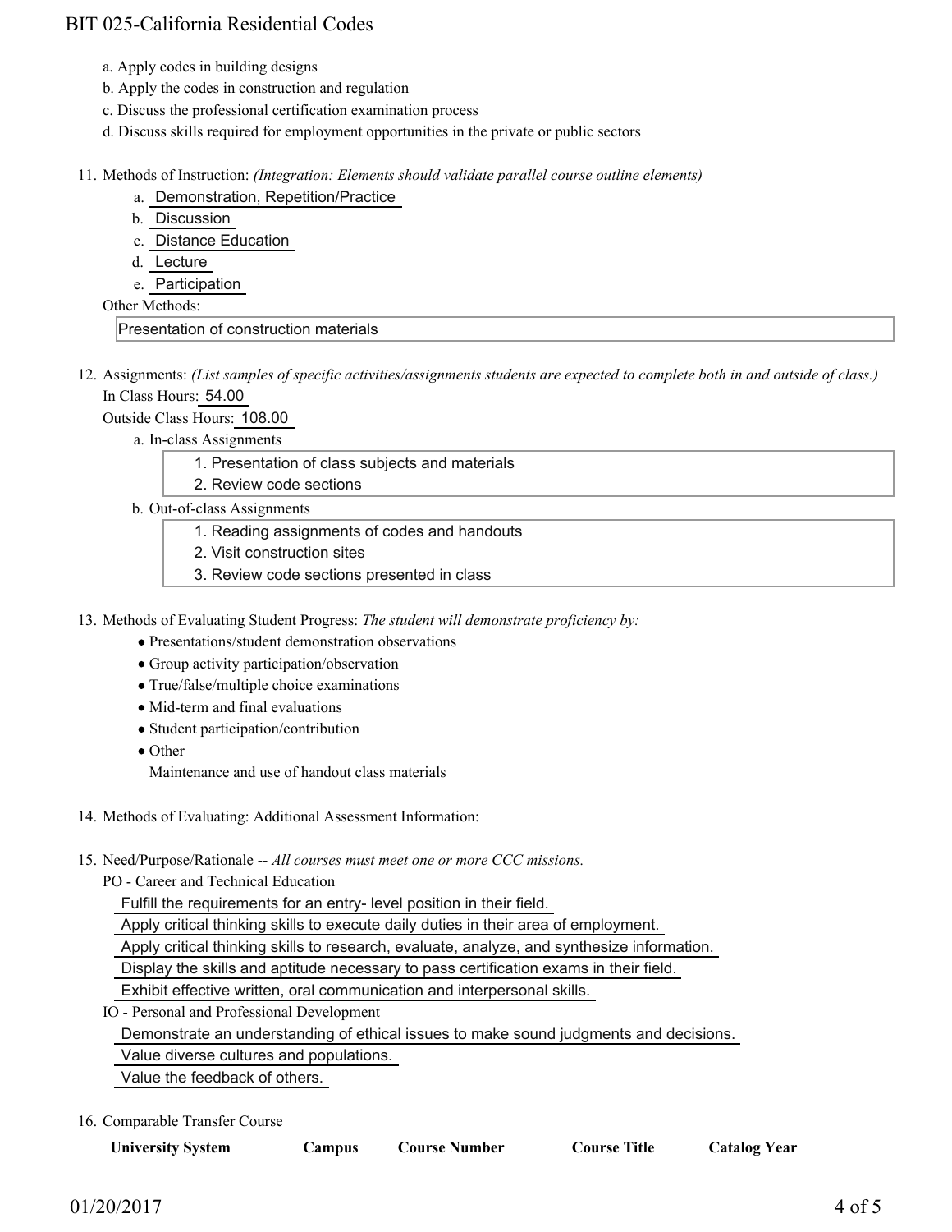a. Apply codes in building designs
b. Apply the codes in construction and regulation
c. Discuss the professional certification examination process
d. Discuss skills required for employment opportunities in the private or public sectors

11. Methods of Instruction: *(Integration: Elements should validate parallel course outline elements)*
    a. Demonstration, Repetition/Practice
    b. Discussion
    c. Distance Education
    d. Lecture
    e. Participation

    Other Methods:

    Presentation of construction materials

12. Assignments: *(List samples of specific activities/assignments students are expected to complete both in and outside of class.)*

    In Class Hours: 54.00

    Outside Class Hours: 108.00

    a. In-class Assignments
        1. Presentation of class subjects and materials
        2. Review code sections
    b. Out-of-class Assignments
        1. Reading assignments of codes and handouts
        2. Visit construction sites
        3. Review code sections presented in class

13. Methods of Evaluating Student Progress: *The student will demonstrate proficiency by:*
    - Presentations/student demonstration observations
    - Group activity participation/observation
    - True/false/multiple choice examinations
    - Mid-term and final evaluations
    - Student participation/contribution
    - Other

      Maintenance and use of handout class materials

14. Methods of Evaluating: Additional Assessment Information:

15. Need/Purpose/Rationale -- *All courses must meet one or more CCC missions.*

    PO - Career and Technical Education

    Fulfill the requirements for an entry- level position in their field.

    Apply critical thinking skills to execute daily duties in their area of employment.

    Apply critical thinking skills to research, evaluate, analyze, and synthesize information.

    Display the skills and aptitude necessary to pass certification exams in their field.

    Exhibit effective written, oral communication and interpersonal skills.

    IO - Personal and Professional Development

    Demonstrate an understanding of ethical issues to make sound judgments and decisions.

    Value diverse cultures and populations.

    Value the feedback of others.

16. Comparable Transfer Course

| University System | Campus | Course Number | Course Title | Catalog Year |
| --- | --- | --- | --- | --- |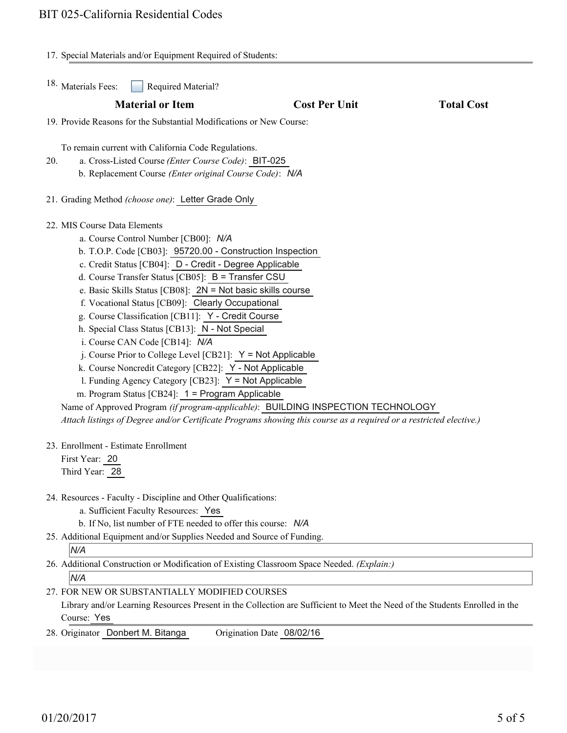17. Special Materials and/or Equipment Required of Students:

18. Materials Fees: ☐ Required Material?

| Material or Item | Cost Per Unit | Total Cost |
|---|---|---|

19. Provide Reasons for the Substantial Modifications or New Course:

    To remain current with California Code Regulations.

20. a. Cross-Listed Course *(Enter Course Code)*: BIT-025
    b. Replacement Course *(Enter original Course Code)*: *N/A*

21. Grading Method *(choose one)*: Letter Grade Only

22. MIS Course Data Elements
    a. Course Control Number [CB00]: *N/A*
    b. T.O.P. Code [CB03]: 95720.00 - Construction Inspection
    c. Credit Status [CB04]: D - Credit - Degree Applicable
    d. Course Transfer Status [CB05]: B = Transfer CSU
    e. Basic Skills Status [CB08]: 2N = Not basic skills course
    f. Vocational Status [CB09]: Clearly Occupational
    g. Course Classification [CB11]: Y - Credit Course
    h. Special Class Status [CB13]: N - Not Special
    i. Course CAN Code [CB14]: *N/A*
    j. Course Prior to College Level [CB21]: Y = Not Applicable
    k. Course Noncredit Category [CB22]: Y - Not Applicable
    l. Funding Agency Category [CB23]: Y = Not Applicable
    m. Program Status [CB24]: 1 = Program Applicable

    Name of Approved Program *(if program-applicable)*: BUILDING INSPECTION TECHNOLOGY
    *Attach listings of Degree and/or Certificate Programs showing this course as a required or a restricted elective.)*

23. Enrollment - Estimate Enrollment
    First Year: 20
    Third Year: 28

24. Resources - Faculty - Discipline and Other Qualifications:
    a. Sufficient Faculty Resources: Yes
    b. If No, list number of FTE needed to offer this course: *N/A*

25. Additional Equipment and/or Supplies Needed and Source of Funding.
    *N/A*

26. Additional Construction or Modification of Existing Classroom Space Needed. *(Explain:)*
    *N/A*

27. FOR NEW OR SUBSTANTIALLY MODIFIED COURSES
    Library and/or Learning Resources Present in the Collection are Sufficient to Meet the Need of the Students Enrolled in the Course: Yes

28. Originator Donbert M. Bitanga Origination Date 08/02/16